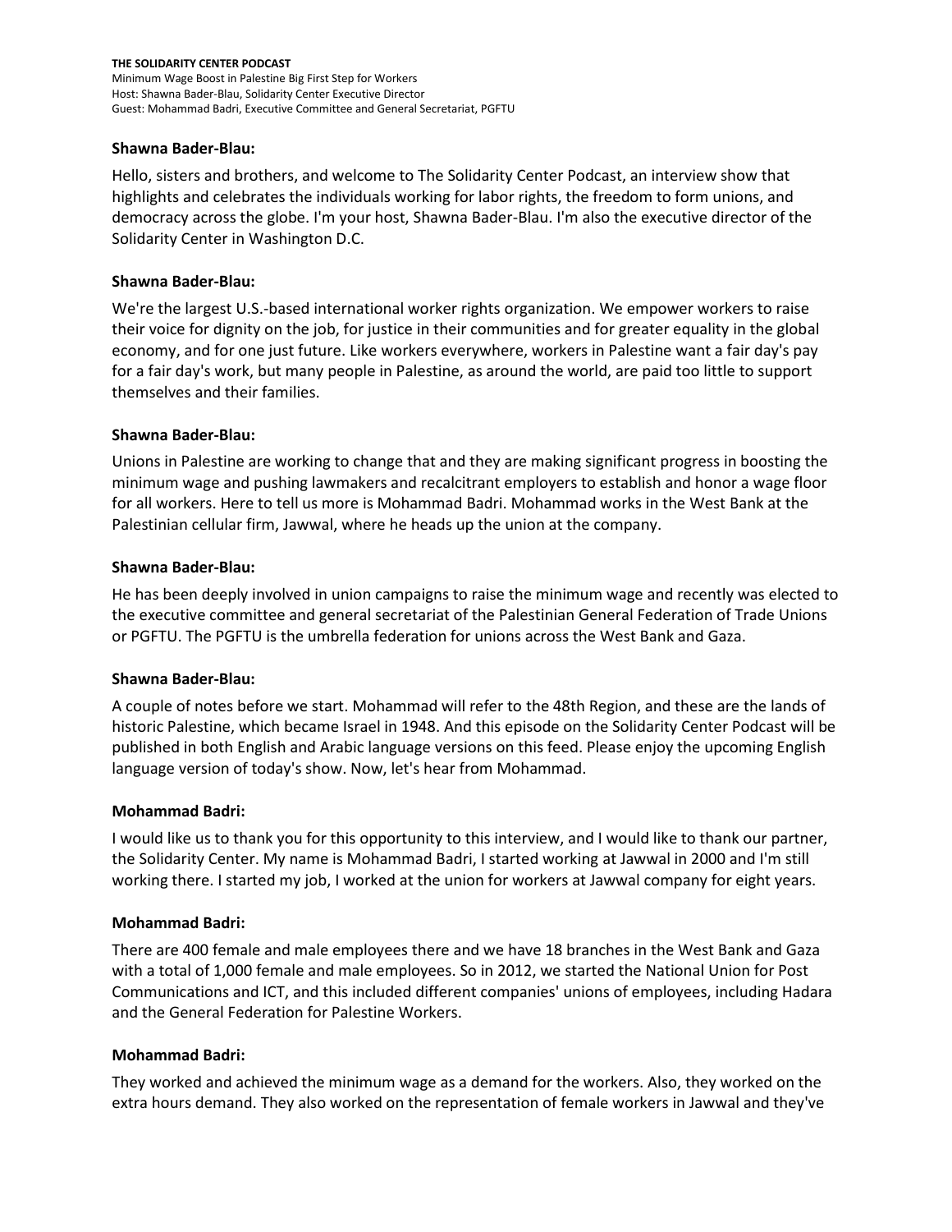**THE SOLIDARITY CENTER PODCAST**
Minimum Wage Boost in Palestine Big First Step for Workers
Host: Shawna Bader-Blau, Solidarity Center Executive Director
Guest: Mohammad Badri, Executive Committee and General Secretariat, PGFTU

**Shawna Bader-Blau:**

Hello, sisters and brothers, and welcome to The Solidarity Center Podcast, an interview show that highlights and celebrates the individuals working for labor rights, the freedom to form unions, and democracy across the globe. I'm your host, Shawna Bader-Blau. I'm also the executive director of the Solidarity Center in Washington D.C.

**Shawna Bader-Blau:**

We're the largest U.S.-based international worker rights organization. We empower workers to raise their voice for dignity on the job, for justice in their communities and for greater equality in the global economy, and for one just future. Like workers everywhere, workers in Palestine want a fair day's pay for a fair day's work, but many people in Palestine, as around the world, are paid too little to support themselves and their families.

**Shawna Bader-Blau:**

Unions in Palestine are working to change that and they are making significant progress in boosting the minimum wage and pushing lawmakers and recalcitrant employers to establish and honor a wage floor for all workers. Here to tell us more is Mohammad Badri. Mohammad works in the West Bank at the Palestinian cellular firm, Jawwal, where he heads up the union at the company.

**Shawna Bader-Blau:**

He has been deeply involved in union campaigns to raise the minimum wage and recently was elected to the executive committee and general secretariat of the Palestinian General Federation of Trade Unions or PGFTU. The PGFTU is the umbrella federation for unions across the West Bank and Gaza.

**Shawna Bader-Blau:**

A couple of notes before we start. Mohammad will refer to the 48th Region, and these are the lands of historic Palestine, which became Israel in 1948. And this episode on the Solidarity Center Podcast will be published in both English and Arabic language versions on this feed. Please enjoy the upcoming English language version of today's show. Now, let's hear from Mohammad.

**Mohammad Badri:**

I would like us to thank you for this opportunity to this interview, and I would like to thank our partner, the Solidarity Center. My name is Mohammad Badri, I started working at Jawwal in 2000 and I'm still working there. I started my job, I worked at the union for workers at Jawwal company for eight years.

**Mohammad Badri:**

There are 400 female and male employees there and we have 18 branches in the West Bank and Gaza with a total of 1,000 female and male employees. So in 2012, we started the National Union for Post Communications and ICT, and this included different companies' unions of employees, including Hadara and the General Federation for Palestine Workers.

**Mohammad Badri:**

They worked and achieved the minimum wage as a demand for the workers. Also, they worked on the extra hours demand. They also worked on the representation of female workers in Jawwal and they've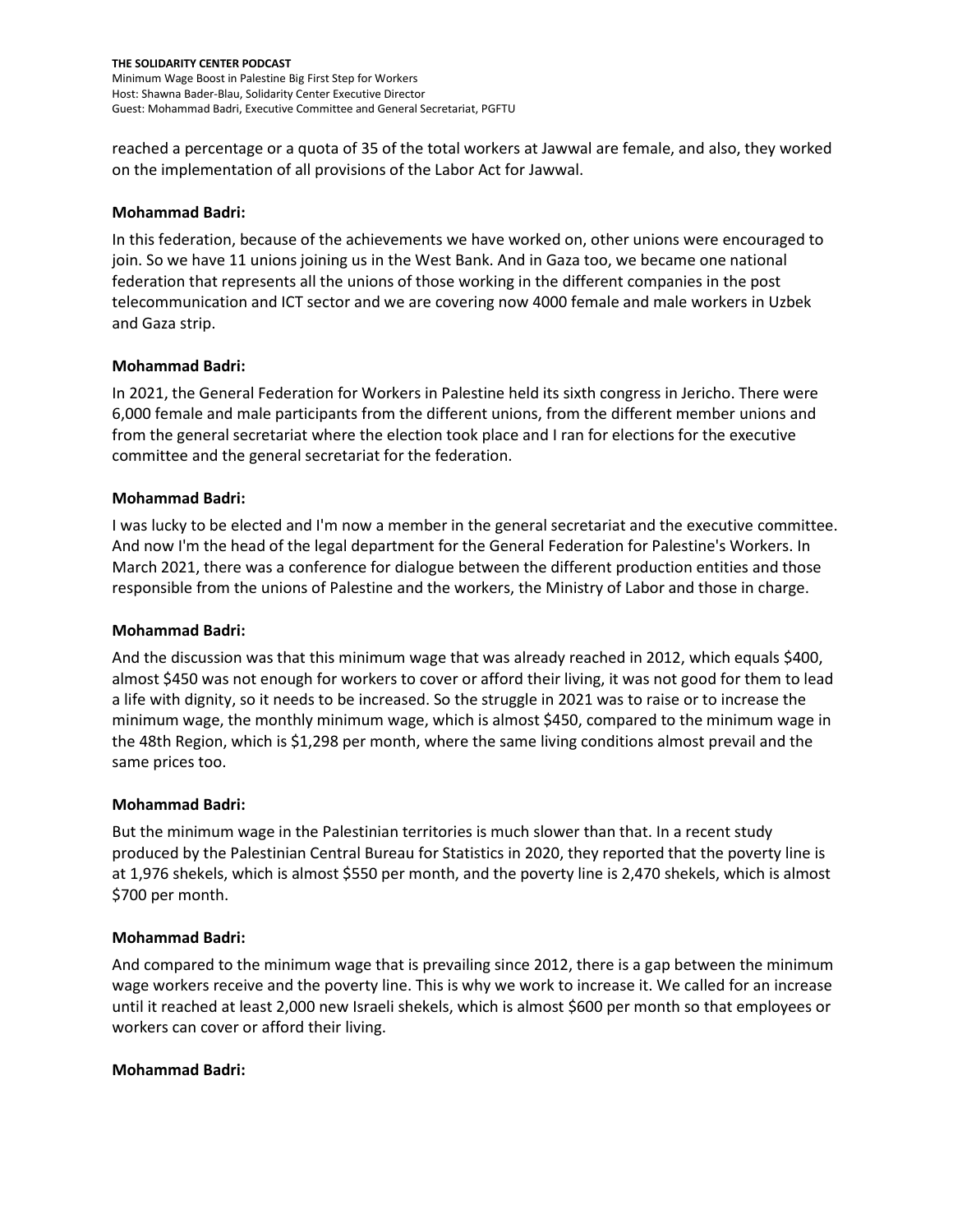reached a percentage or a quota of 35 of the total workers at Jawwal are female, and also, they worked on the implementation of all provisions of the Labor Act for Jawwal.

**Mohammad Badri:**

In this federation, because of the achievements we have worked on, other unions were encouraged to join. So we have 11 unions joining us in the West Bank. And in Gaza too, we became one national federation that represents all the unions of those working in the different companies in the post telecommunication and ICT sector and we are covering now 4000 female and male workers in Uzbek and Gaza strip.

**Mohammad Badri:**

In 2021, the General Federation for Workers in Palestine held its sixth congress in Jericho. There were 6,000 female and male participants from the different unions, from the different member unions and from the general secretariat where the election took place and I ran for elections for the executive committee and the general secretariat for the federation.

**Mohammad Badri:**

I was lucky to be elected and I'm now a member in the general secretariat and the executive committee. And now I'm the head of the legal department for the General Federation for Palestine's Workers. In March 2021, there was a conference for dialogue between the different production entities and those responsible from the unions of Palestine and the workers, the Ministry of Labor and those in charge.

**Mohammad Badri:**

And the discussion was that this minimum wage that was already reached in 2012, which equals $400, almost $450 was not enough for workers to cover or afford their living, it was not good for them to lead a life with dignity, so it needs to be increased. So the struggle in 2021 was to raise or to increase the minimum wage, the monthly minimum wage, which is almost $450, compared to the minimum wage in the 48th Region, which is $1,298 per month, where the same living conditions almost prevail and the same prices too.

**Mohammad Badri:**

But the minimum wage in the Palestinian territories is much slower than that. In a recent study produced by the Palestinian Central Bureau for Statistics in 2020, they reported that the poverty line is at 1,976 shekels, which is almost $550 per month, and the poverty line is 2,470 shekels, which is almost $700 per month.

**Mohammad Badri:**

And compared to the minimum wage that is prevailing since 2012, there is a gap between the minimum wage workers receive and the poverty line. This is why we work to increase it. We called for an increase until it reached at least 2,000 new Israeli shekels, which is almost $600 per month so that employees or workers can cover or afford their living.

**Mohammad Badri:**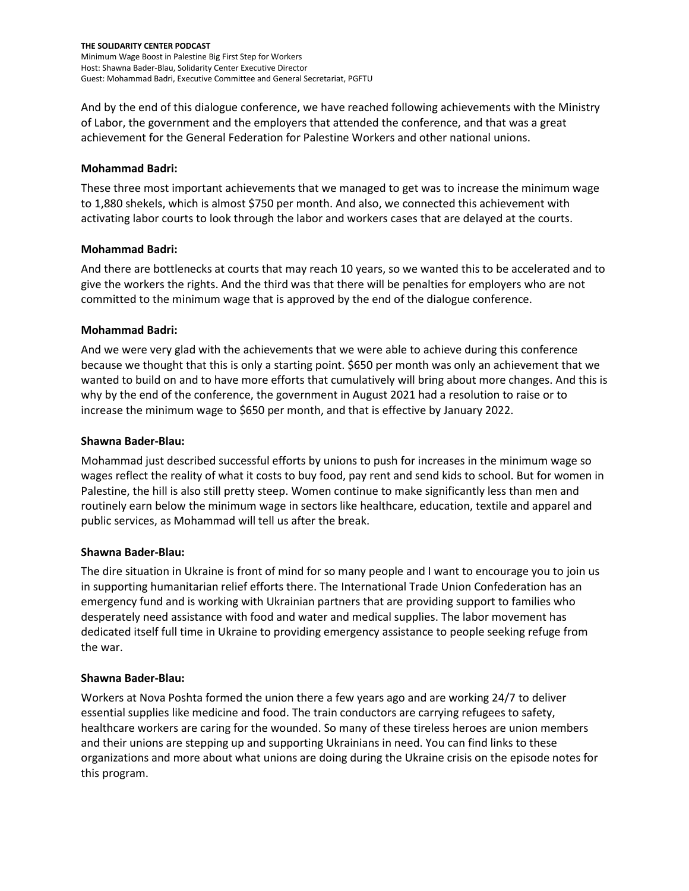And by the end of this dialogue conference, we have reached following achievements with the Ministry of Labor, the government and the employers that attended the conference, and that was a great achievement for the General Federation for Palestine Workers and other national unions.

**Mohammad Badri:**

These three most important achievements that we managed to get was to increase the minimum wage to 1,880 shekels, which is almost $750 per month. And also, we connected this achievement with activating labor courts to look through the labor and workers cases that are delayed at the courts.

**Mohammad Badri:**

And there are bottlenecks at courts that may reach 10 years, so we wanted this to be accelerated and to give the workers the rights. And the third was that there will be penalties for employers who are not committed to the minimum wage that is approved by the end of the dialogue conference.

**Mohammad Badri:**

And we were very glad with the achievements that we were able to achieve during this conference because we thought that this is only a starting point. $650 per month was only an achievement that we wanted to build on and to have more efforts that cumulatively will bring about more changes. And this is why by the end of the conference, the government in August 2021 had a resolution to raise or to increase the minimum wage to $650 per month, and that is effective by January 2022.

**Shawna Bader-Blau:**

Mohammad just described successful efforts by unions to push for increases in the minimum wage so wages reflect the reality of what it costs to buy food, pay rent and send kids to school. But for women in Palestine, the hill is also still pretty steep. Women continue to make significantly less than men and routinely earn below the minimum wage in sectors like healthcare, education, textile and apparel and public services, as Mohammad will tell us after the break.

**Shawna Bader-Blau:**

The dire situation in Ukraine is front of mind for so many people and I want to encourage you to join us in supporting humanitarian relief efforts there. The International Trade Union Confederation has an emergency fund and is working with Ukrainian partners that are providing support to families who desperately need assistance with food and water and medical supplies. The labor movement has dedicated itself full time in Ukraine to providing emergency assistance to people seeking refuge from the war.

**Shawna Bader-Blau:**

Workers at Nova Poshta formed the union there a few years ago and are working 24/7 to deliver essential supplies like medicine and food. The train conductors are carrying refugees to safety, healthcare workers are caring for the wounded. So many of these tireless heroes are union members and their unions are stepping up and supporting Ukrainians in need. You can find links to these organizations and more about what unions are doing during the Ukraine crisis on the episode notes for this program.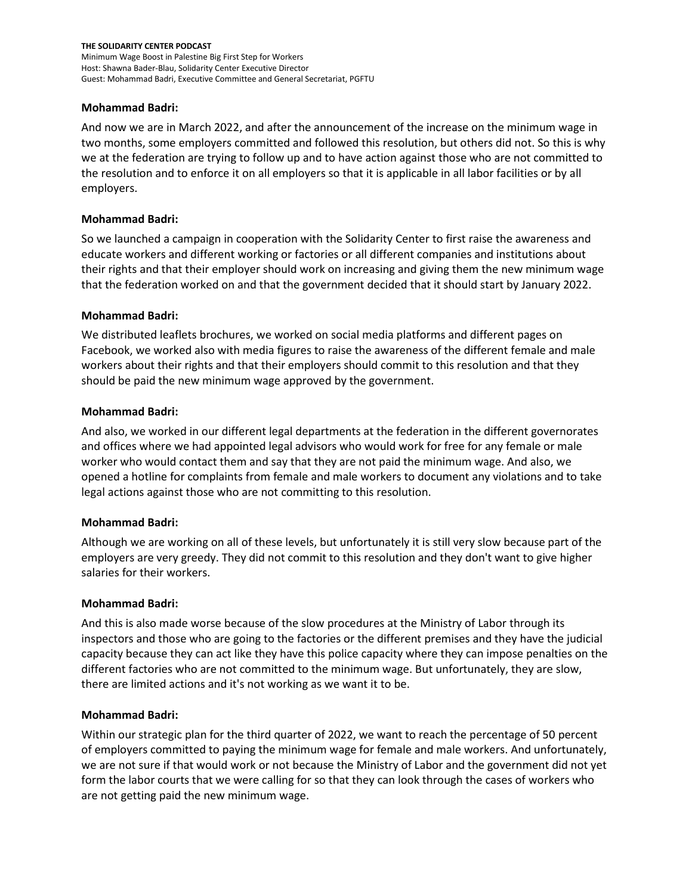**Mohammad Badri:**

And now we are in March 2022, and after the announcement of the increase on the minimum wage in two months, some employers committed and followed this resolution, but others did not. So this is why we at the federation are trying to follow up and to have action against those who are not committed to the resolution and to enforce it on all employers so that it is applicable in all labor facilities or by all employers.

**Mohammad Badri:**

So we launched a campaign in cooperation with the Solidarity Center to first raise the awareness and educate workers and different working or factories or all different companies and institutions about their rights and that their employer should work on increasing and giving them the new minimum wage that the federation worked on and that the government decided that it should start by January 2022.

**Mohammad Badri:**

We distributed leaflets brochures, we worked on social media platforms and different pages on Facebook, we worked also with media figures to raise the awareness of the different female and male workers about their rights and that their employers should commit to this resolution and that they should be paid the new minimum wage approved by the government.

**Mohammad Badri:**

And also, we worked in our different legal departments at the federation in the different governorates and offices where we had appointed legal advisors who would work for free for any female or male worker who would contact them and say that they are not paid the minimum wage. And also, we opened a hotline for complaints from female and male workers to document any violations and to take legal actions against those who are not committing to this resolution.

**Mohammad Badri:**

Although we are working on all of these levels, but unfortunately it is still very slow because part of the employers are very greedy. They did not commit to this resolution and they don't want to give higher salaries for their workers.

**Mohammad Badri:**

And this is also made worse because of the slow procedures at the Ministry of Labor through its inspectors and those who are going to the factories or the different premises and they have the judicial capacity because they can act like they have this police capacity where they can impose penalties on the different factories who are not committed to the minimum wage. But unfortunately, they are slow, there are limited actions and it's not working as we want it to be.

**Mohammad Badri:**

Within our strategic plan for the third quarter of 2022, we want to reach the percentage of 50 percent of employers committed to paying the minimum wage for female and male workers. And unfortunately, we are not sure if that would work or not because the Ministry of Labor and the government did not yet form the labor courts that we were calling for so that they can look through the cases of workers who are not getting paid the new minimum wage.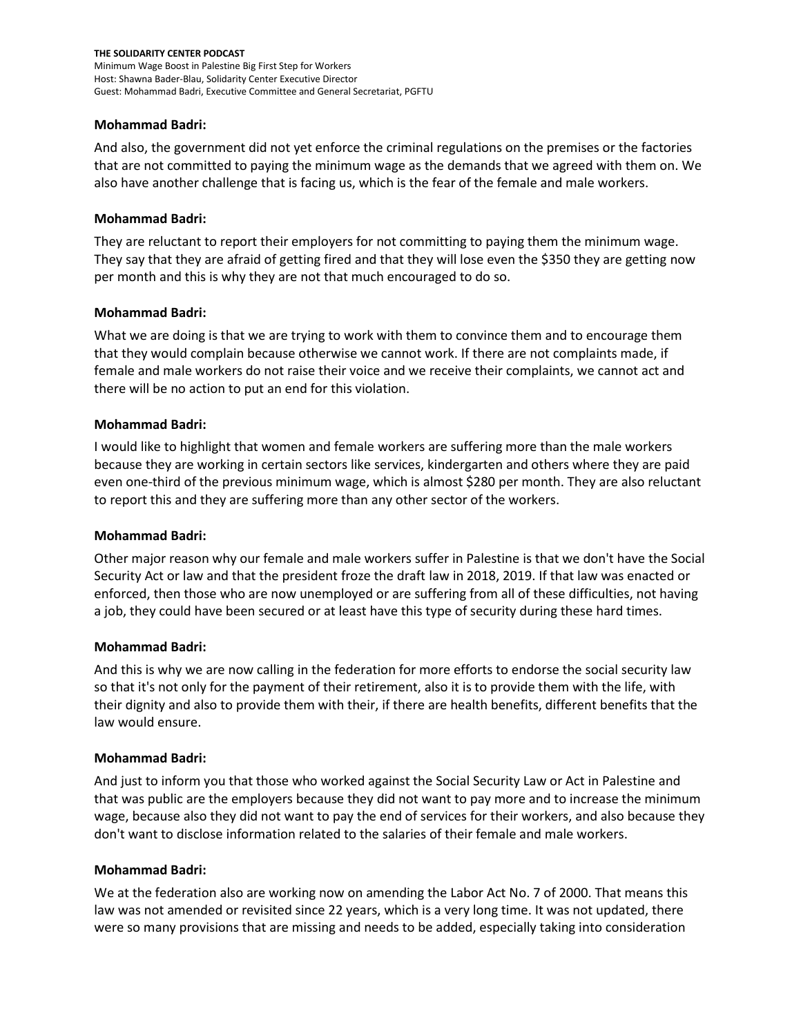**Mohammad Badri:**

And also, the government did not yet enforce the criminal regulations on the premises or the factories that are not committed to paying the minimum wage as the demands that we agreed with them on. We also have another challenge that is facing us, which is the fear of the female and male workers.

**Mohammad Badri:**

They are reluctant to report their employers for not committing to paying them the minimum wage. They say that they are afraid of getting fired and that they will lose even the $350 they are getting now per month and this is why they are not that much encouraged to do so.

**Mohammad Badri:**

What we are doing is that we are trying to work with them to convince them and to encourage them that they would complain because otherwise we cannot work. If there are not complaints made, if female and male workers do not raise their voice and we receive their complaints, we cannot act and there will be no action to put an end for this violation.

**Mohammad Badri:**

I would like to highlight that women and female workers are suffering more than the male workers because they are working in certain sectors like services, kindergarten and others where they are paid even one-third of the previous minimum wage, which is almost $280 per month. They are also reluctant to report this and they are suffering more than any other sector of the workers.

**Mohammad Badri:**

Other major reason why our female and male workers suffer in Palestine is that we don't have the Social Security Act or law and that the president froze the draft law in 2018, 2019. If that law was enacted or enforced, then those who are now unemployed or are suffering from all of these difficulties, not having a job, they could have been secured or at least have this type of security during these hard times.

**Mohammad Badri:**

And this is why we are now calling in the federation for more efforts to endorse the social security law so that it's not only for the payment of their retirement, also it is to provide them with the life, with their dignity and also to provide them with their, if there are health benefits, different benefits that the law would ensure.

**Mohammad Badri:**

And just to inform you that those who worked against the Social Security Law or Act in Palestine and that was public are the employers because they did not want to pay more and to increase the minimum wage, because also they did not want to pay the end of services for their workers, and also because they don't want to disclose information related to the salaries of their female and male workers.

**Mohammad Badri:**

We at the federation also are working now on amending the Labor Act No. 7 of 2000. That means this law was not amended or revisited since 22 years, which is a very long time. It was not updated, there were so many provisions that are missing and needs to be added, especially taking into consideration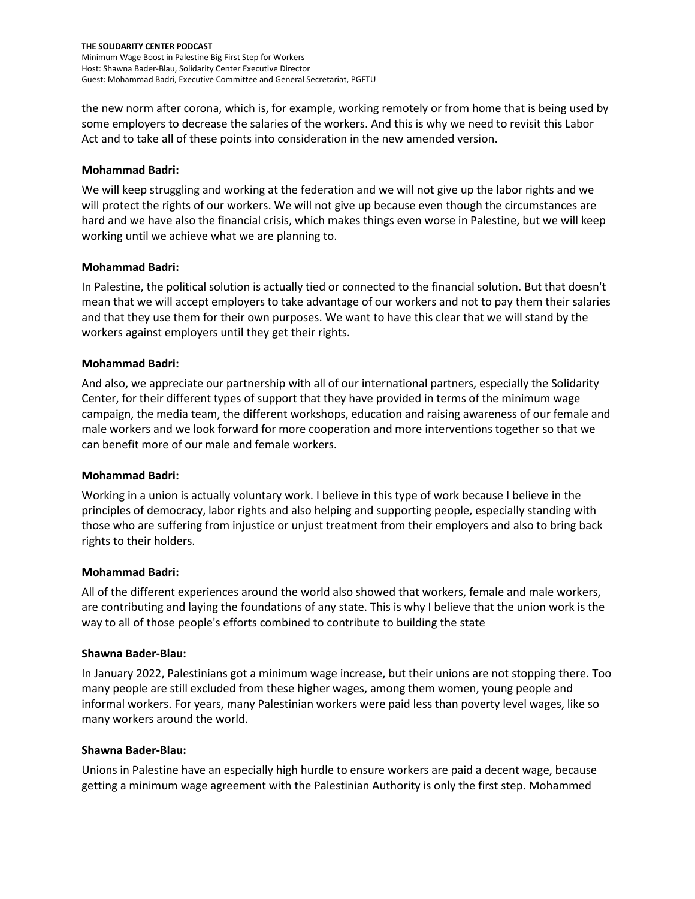the new norm after corona, which is, for example, working remotely or from home that is being used by some employers to decrease the salaries of the workers. And this is why we need to revisit this Labor Act and to take all of these points into consideration in the new amended version.

**Mohammad Badri:**

We will keep struggling and working at the federation and we will not give up the labor rights and we will protect the rights of our workers. We will not give up because even though the circumstances are hard and we have also the financial crisis, which makes things even worse in Palestine, but we will keep working until we achieve what we are planning to.

**Mohammad Badri:**

In Palestine, the political solution is actually tied or connected to the financial solution. But that doesn't mean that we will accept employers to take advantage of our workers and not to pay them their salaries and that they use them for their own purposes. We want to have this clear that we will stand by the workers against employers until they get their rights.

**Mohammad Badri:**

And also, we appreciate our partnership with all of our international partners, especially the Solidarity Center, for their different types of support that they have provided in terms of the minimum wage campaign, the media team, the different workshops, education and raising awareness of our female and male workers and we look forward for more cooperation and more interventions together so that we can benefit more of our male and female workers.

**Mohammad Badri:**

Working in a union is actually voluntary work. I believe in this type of work because I believe in the principles of democracy, labor rights and also helping and supporting people, especially standing with those who are suffering from injustice or unjust treatment from their employers and also to bring back rights to their holders.

**Mohammad Badri:**

All of the different experiences around the world also showed that workers, female and male workers, are contributing and laying the foundations of any state. This is why I believe that the union work is the way to all of those people's efforts combined to contribute to building the state

**Shawna Bader-Blau:**

In January 2022, Palestinians got a minimum wage increase, but their unions are not stopping there. Too many people are still excluded from these higher wages, among them women, young people and informal workers. For years, many Palestinian workers were paid less than poverty level wages, like so many workers around the world.

**Shawna Bader-Blau:**

Unions in Palestine have an especially high hurdle to ensure workers are paid a decent wage, because getting a minimum wage agreement with the Palestinian Authority is only the first step. Mohammed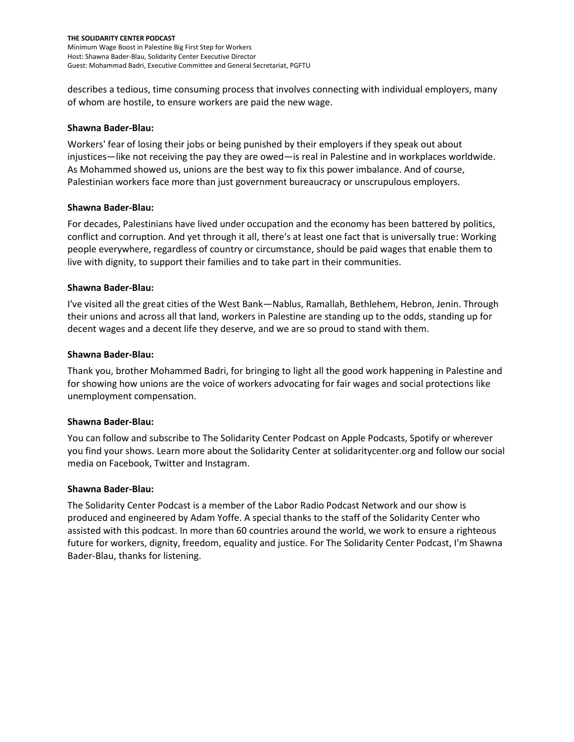describes a tedious, time consuming process that involves connecting with individual employers, many of whom are hostile, to ensure workers are paid the new wage.

**Shawna Bader-Blau:**

Workers' fear of losing their jobs or being punished by their employers if they speak out about injustices—like not receiving the pay they are owed—is real in Palestine and in workplaces worldwide. As Mohammed showed us, unions are the best way to fix this power imbalance. And of course, Palestinian workers face more than just government bureaucracy or unscrupulous employers.

**Shawna Bader-Blau:**

For decades, Palestinians have lived under occupation and the economy has been battered by politics, conflict and corruption. And yet through it all, there's at least one fact that is universally true: Working people everywhere, regardless of country or circumstance, should be paid wages that enable them to live with dignity, to support their families and to take part in their communities.

**Shawna Bader-Blau:**

I've visited all the great cities of the West Bank—Nablus, Ramallah, Bethlehem, Hebron, Jenin. Through their unions and across all that land, workers in Palestine are standing up to the odds, standing up for decent wages and a decent life they deserve, and we are so proud to stand with them.

**Shawna Bader-Blau:**

Thank you, brother Mohammed Badri, for bringing to light all the good work happening in Palestine and for showing how unions are the voice of workers advocating for fair wages and social protections like unemployment compensation.

**Shawna Bader-Blau:**

You can follow and subscribe to The Solidarity Center Podcast on Apple Podcasts, Spotify or wherever you find your shows. Learn more about the Solidarity Center at solidaritycenter.org and follow our social media on Facebook, Twitter and Instagram.

**Shawna Bader-Blau:**

The Solidarity Center Podcast is a member of the Labor Radio Podcast Network and our show is produced and engineered by Adam Yoffe. A special thanks to the staff of the Solidarity Center who assisted with this podcast. In more than 60 countries around the world, we work to ensure a righteous future for workers, dignity, freedom, equality and justice. For The Solidarity Center Podcast, I'm Shawna Bader-Blau, thanks for listening.